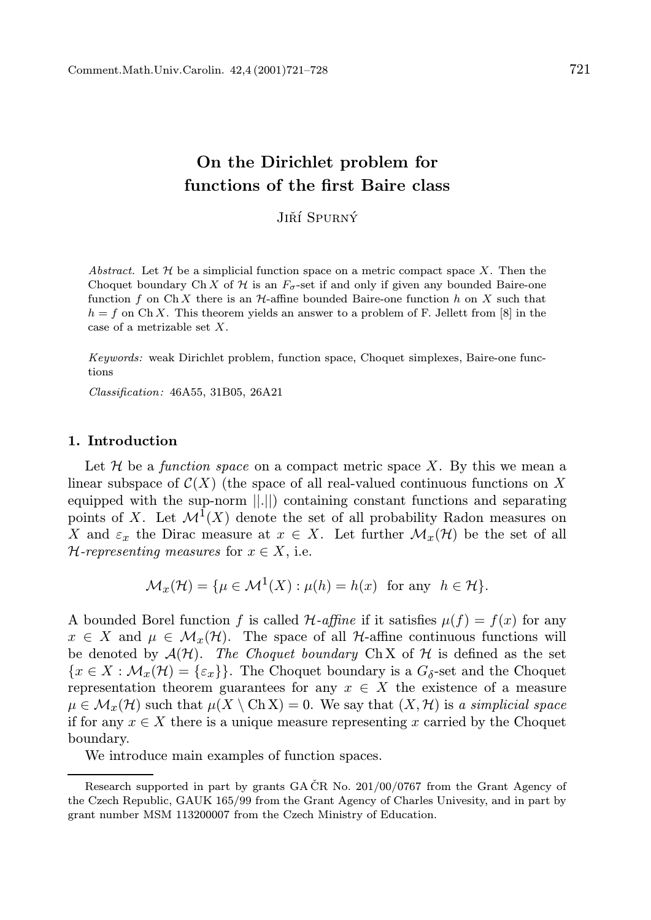# On the Dirichlet problem for functions of the first Baire class

Jiří Spurný

*Abstract.* Let $\mathcal{H}$ be a simplicial function space on a metric compact space $X$. Then the Choquet boundary $\operatorname{Ch} X$ of $\mathcal{H}$ is an $F_\sigma$-set if and only if given any bounded Baire-one function $f$ on $\operatorname{Ch} X$ there is an $\mathcal{H}$-affine bounded Baire-one function $h$ on $X$ such that $h = f$ on $\operatorname{Ch} X$. This theorem yields an answer to a problem of F. Jellett from [8] in the case of a metrizable set $X$.

*Keywords:* weak Dirichlet problem, function space, Choquet simplexes, Baire-one functions

*Classification:* 46A55, 31B05, 26A21

## 1. Introduction

Let $\mathcal{H}$ be a *function space* on a compact metric space $X$. By this we mean a linear subspace of $\mathcal{C}(X)$ (the space of all real-valued continuous functions on $X$ equipped with the sup-norm $||.||$) containing constant functions and separating points of $X$. Let $\mathcal{M}^1(X)$ denote the set of all probability Radon measures on $X$ and $\varepsilon_x$ the Dirac measure at $x \in X$. Let further $\mathcal{M}_x(\mathcal{H})$ be the set of all $\mathcal{H}$-*representing measures* for $x \in X$, i.e.

$$\mathcal{M}_x(\mathcal{H}) = \{\mu \in \mathcal{M}^1(X) : \mu(h) = h(x) \ \text{ for any } \ h \in \mathcal{H}\}.$$

A bounded Borel function $f$ is called $\mathcal{H}$-*affine* if it satisfies $\mu(f) = f(x)$ for any $x \in X$ and $\mu \in \mathcal{M}_x(\mathcal{H})$. The space of all $\mathcal{H}$-affine continuous functions will be denoted by $\mathcal{A}(\mathcal{H})$. *The Choquet boundary* $\operatorname{Ch X}$ of $\mathcal{H}$ is defined as the set $\{x \in X : \mathcal{M}_x(\mathcal{H}) = \{\varepsilon_x\}\}$. The Choquet boundary is a $G_\delta$-set and the Choquet representation theorem guarantees for any $x \in X$ the existence of a measure $\mu \in \mathcal{M}_x(\mathcal{H})$ such that $\mu(X \setminus \operatorname{Ch X}) = 0$. We say that $(X, \mathcal{H})$ is *a simplicial space* if for any $x \in X$ there is a unique measure representing $x$ carried by the Choquet boundary.

We introduce main examples of function spaces.

Research supported in part by grants GA ČR No. 201/00/0767 from the Grant Agency of the Czech Republic, GAUK 165/99 from the Grant Agency of Charles Univesity, and in part by grant number MSM 113200007 from the Czech Ministry of Education.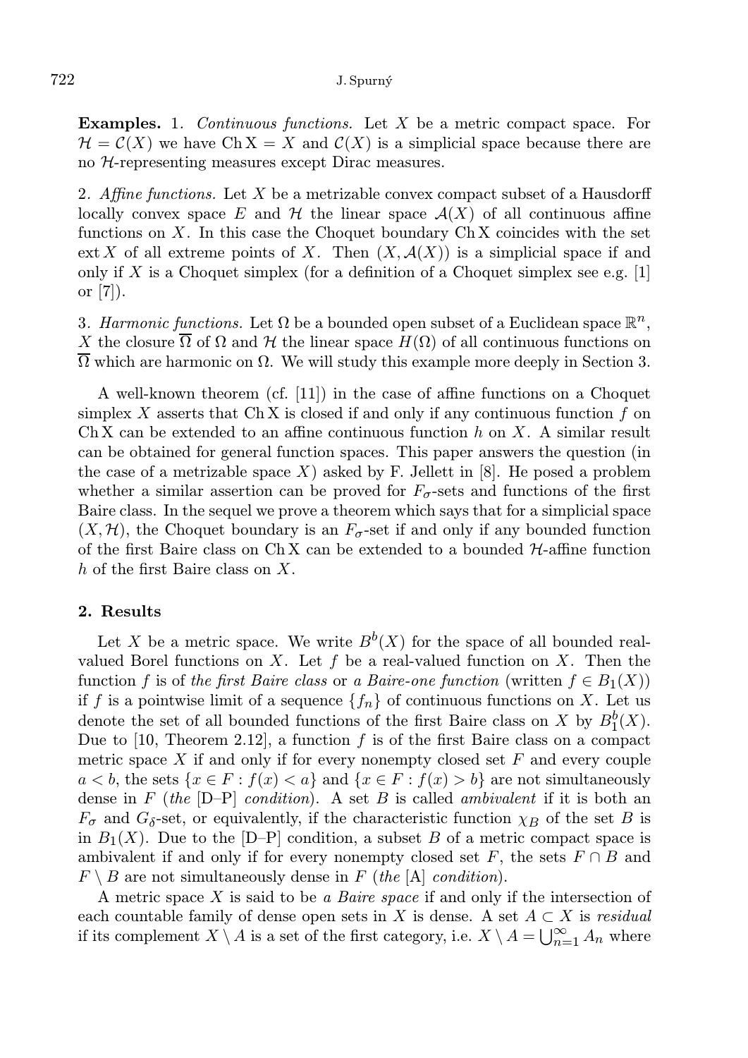**Examples.** 1. *Continuous functions.* Let $X$ be a metric compact space. For $\mathcal{H} = \mathcal{C}(X)$ we have $\operatorname{Ch} X = X$ and $\mathcal{C}(X)$ is a simplicial space because there are no $\mathcal{H}$-representing measures except Dirac measures.

2. *Affine functions.* Let $X$ be a metrizable convex compact subset of a Hausdorff locally convex space $E$ and $\mathcal{H}$ the linear space $\mathcal{A}(X)$ of all continuous affine functions on $X$. In this case the Choquet boundary $\operatorname{Ch} X$ coincides with the set $\operatorname{ext} X$ of all extreme points of $X$. Then $(X, \mathcal{A}(X))$ is a simplicial space if and only if $X$ is a Choquet simplex (for a definition of a Choquet simplex see e.g. [1] or [7]).

3. *Harmonic functions.* Let $\Omega$ be a bounded open subset of a Euclidean space $\mathbb{R}^n$, $X$ the closure $\overline{\Omega}$ of $\Omega$ and $\mathcal{H}$ the linear space $H(\Omega)$ of all continuous functions on $\overline{\Omega}$ which are harmonic on $\Omega$. We will study this example more deeply in Section 3.

A well-known theorem (cf. [11]) in the case of affine functions on a Choquet simplex $X$ asserts that $\operatorname{Ch} X$ is closed if and only if any continuous function $f$ on $\operatorname{Ch} X$ can be extended to an affine continuous function $h$ on $X$. A similar result can be obtained for general function spaces. This paper answers the question (in the case of a metrizable space $X$) asked by F. Jellett in [8]. He posed a problem whether a similar assertion can be proved for $F_\sigma$-sets and functions of the first Baire class. In the sequel we prove a theorem which says that for a simplicial space $(X, \mathcal{H})$, the Choquet boundary is an $F_\sigma$-set if and only if any bounded function of the first Baire class on $\operatorname{Ch} X$ can be extended to a bounded $\mathcal{H}$-affine function $h$ of the first Baire class on $X$.

## 2. Results

Let $X$ be a metric space. We write $B^b(X)$ for the space of all bounded real-valued Borel functions on $X$. Let $f$ be a real-valued function on $X$. Then the function $f$ is of *the first Baire class* or *a Baire-one function* (written $f \in B_1(X)$) if $f$ is a pointwise limit of a sequence $\{f_n\}$ of continuous functions on $X$. Let us denote the set of all bounded functions of the first Baire class on $X$ by $B_1^b(X)$. Due to [10, Theorem 2.12], a function $f$ is of the first Baire class on a compact metric space $X$ if and only if for every nonempty closed set $F$ and every couple $a < b$, the sets $\{x \in F : f(x) < a\}$ and $\{x \in F : f(x) > b\}$ are not simultaneously dense in $F$ (*the* [D–P] *condition*). A set $B$ is called *ambivalent* if it is both an $F_\sigma$ and $G_\delta$-set, or equivalently, if the characteristic function $\chi_B$ of the set $B$ is in $B_1(X)$. Due to the [D–P] condition, a subset $B$ of a metric compact space is ambivalent if and only if for every nonempty closed set $F$, the sets $F \cap B$ and $F \setminus B$ are not simultaneously dense in $F$ (*the* [A] *condition*).

A metric space $X$ is said to be *a Baire space* if and only if the intersection of each countable family of dense open sets in $X$ is dense. A set $A \subset X$ is *residual* if its complement $X \setminus A$ is a set of the first category, i.e. $X \setminus A = \bigcup_{n=1}^{\infty} A_n$ where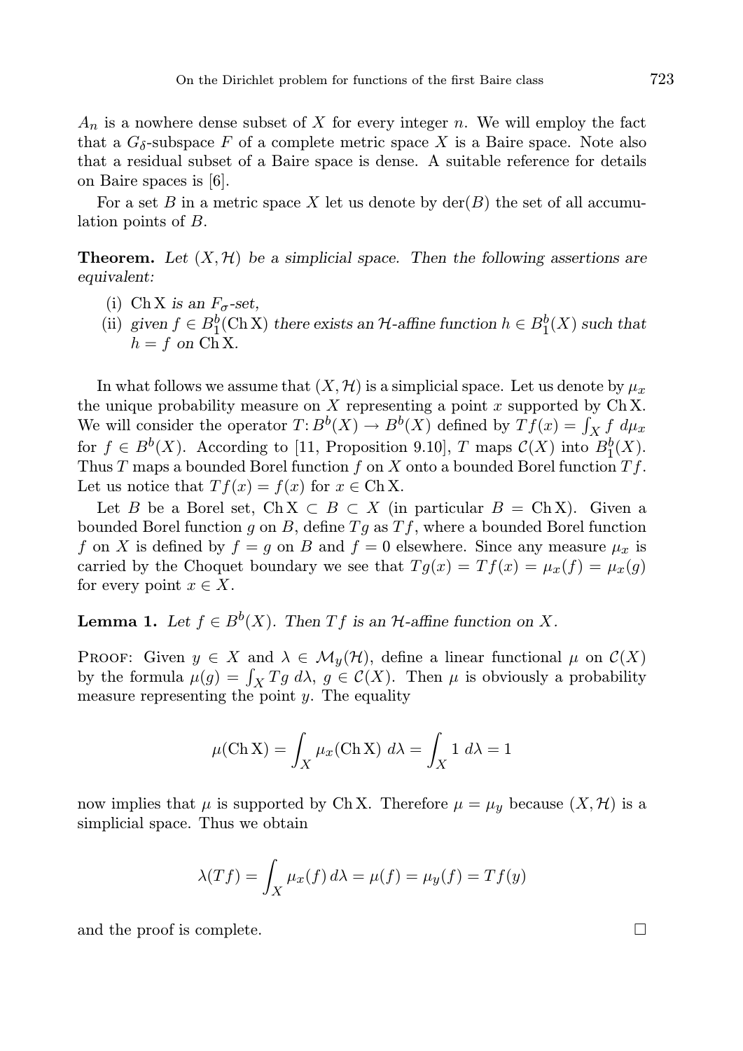$A_n$ is a nowhere dense subset of $X$ for every integer $n$. We will employ the fact that a $G_\delta$-subspace $F$ of a complete metric space $X$ is a Baire space. Note also that a residual subset of a Baire space is dense. A suitable reference for details on Baire spaces is [6].

For a set $B$ in a metric space $X$ let us denote by $\operatorname{der}(B)$ the set of all accumulation points of $B$.

**Theorem.** *Let $(X, \mathcal{H})$ be a simplicial space. Then the following assertions are equivalent:*

(i) $\operatorname{Ch} X$ *is an $F_\sigma$-set,*

(ii) *given $f \in B_1^b(\operatorname{Ch} X)$ there exists an $\mathcal{H}$-affine function $h \in B_1^b(X)$ such that $h = f$ on $\operatorname{Ch} X$.*

In what follows we assume that $(X, \mathcal{H})$ is a simplicial space. Let us denote by $\mu_x$ the unique probability measure on $X$ representing a point $x$ supported by $\operatorname{Ch} X$. We will consider the operator $T \colon B^b(X) \to B^b(X)$ defined by $Tf(x) = \int_X f \, d\mu_x$ for $f \in B^b(X)$. According to [11, Proposition 9.10], $T$ maps $\mathcal{C}(X)$ into $B_1^b(X)$. Thus $T$ maps a bounded Borel function $f$ on $X$ onto a bounded Borel function $Tf$. Let us notice that $Tf(x) = f(x)$ for $x \in \operatorname{Ch} X$.

Let $B$ be a Borel set, $\operatorname{Ch} X \subset B \subset X$ (in particular $B = \operatorname{Ch} X$). Given a bounded Borel function $g$ on $B$, define $Tg$ as $Tf$, where a bounded Borel function $f$ on $X$ is defined by $f = g$ on $B$ and $f = 0$ elsewhere. Since any measure $\mu_x$ is carried by the Choquet boundary we see that $Tg(x) = Tf(x) = \mu_x(f) = \mu_x(g)$ for every point $x \in X$.

**Lemma 1.** *Let $f \in B^b(X)$. Then $Tf$ is an $\mathcal{H}$-affine function on $X$.*

Proof: Given $y \in X$ and $\lambda \in \mathcal{M}_y(\mathcal{H})$, define a linear functional $\mu$ on $\mathcal{C}(X)$ by the formula $\mu(g) = \int_X Tg \, d\lambda$, $g \in \mathcal{C}(X)$. Then $\mu$ is obviously a probability measure representing the point $y$. The equality

$$\mu(\operatorname{Ch} X) = \int_X \mu_x(\operatorname{Ch} X) \, d\lambda = \int_X 1 \, d\lambda = 1$$

now implies that $\mu$ is supported by $\operatorname{Ch} X$. Therefore $\mu = \mu_y$ because $(X, \mathcal{H})$ is a simplicial space. Thus we obtain

$$\lambda(Tf) = \int_X \mu_x(f) \, d\lambda = \mu(f) = \mu_y(f) = Tf(y)$$

and the proof is complete. $\square$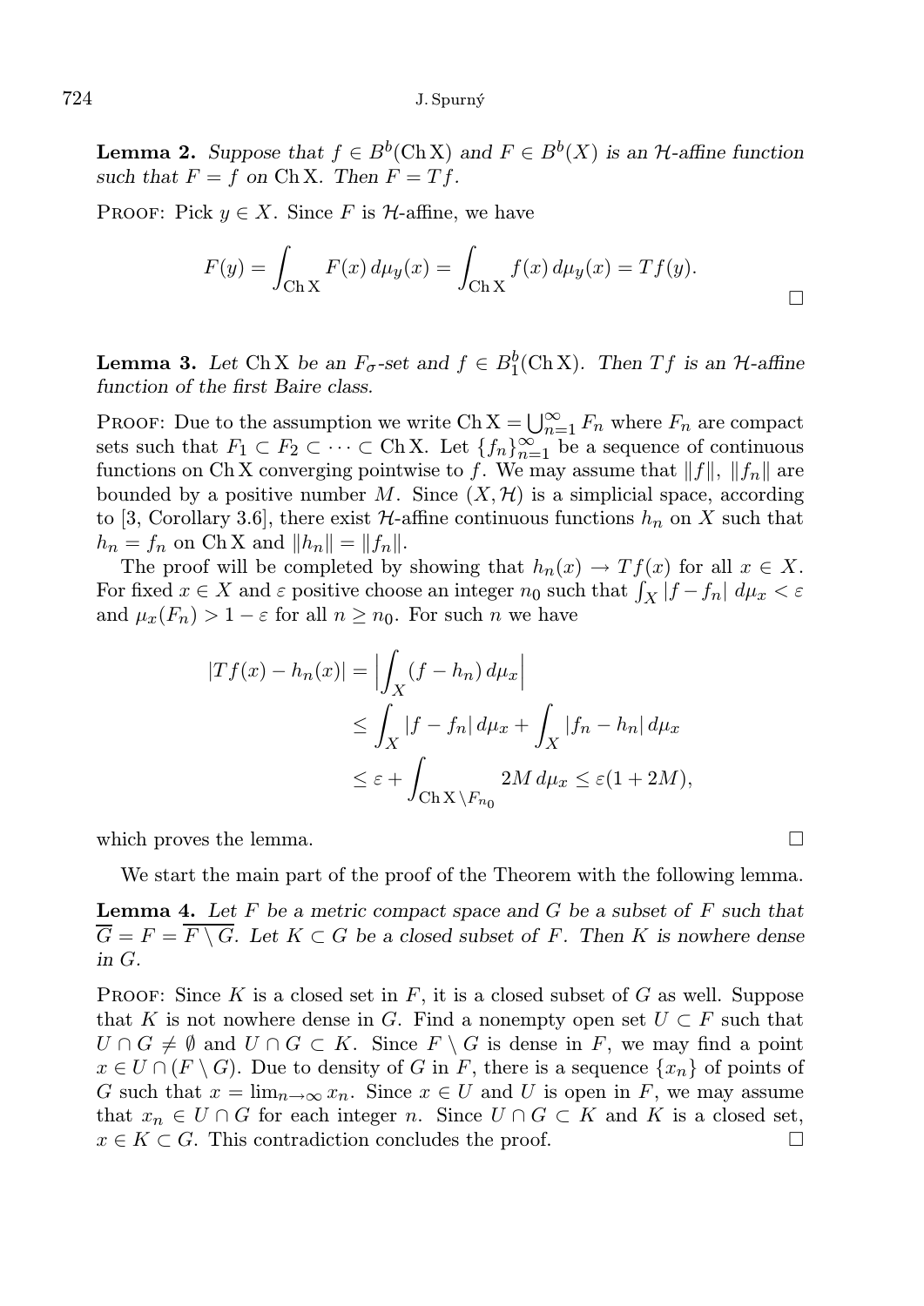**Lemma 2.** *Suppose that $f \in B^b(\mathrm{Ch}\,X)$ and $F \in B^b(X)$ is an $\mathcal{H}$-affine function such that $F = f$ on $\mathrm{Ch}\,X$. Then $F = Tf$.*

Proof: Pick $y \in X$. Since $F$ is $\mathcal{H}$-affine, we have

$$F(y) = \int_{\mathrm{Ch}\,X} F(x)\,d\mu_y(x) = \int_{\mathrm{Ch}\,X} f(x)\,d\mu_y(x) = Tf(y).$$

□

**Lemma 3.** *Let $\mathrm{Ch}\,X$ be an $F_\sigma$-set and $f \in B_1^b(\mathrm{Ch}\,X)$. Then $Tf$ is an $\mathcal{H}$-affine function of the first Baire class.*

Proof: Due to the assumption we write $\mathrm{Ch}\,X = \bigcup_{n=1}^\infty F_n$ where $F_n$ are compact sets such that $F_1 \subset F_2 \subset \dots \subset \mathrm{Ch}\,X$. Let $\{f_n\}_{n=1}^\infty$ be a sequence of continuous functions on $\mathrm{Ch}\,X$ converging pointwise to $f$. We may assume that $\|f\|$, $\|f_n\|$ are bounded by a positive number $M$. Since $(X, \mathcal{H})$ is a simplicial space, according to [3, Corollary 3.6], there exist $\mathcal{H}$-affine continuous functions $h_n$ on $X$ such that $h_n = f_n$ on $\mathrm{Ch}\,X$ and $\|h_n\| = \|f_n\|$.

The proof will be completed by showing that $h_n(x) \to Tf(x)$ for all $x \in X$. For fixed $x \in X$ and $\varepsilon$ positive choose an integer $n_0$ such that $\int_X |f - f_n|\,d\mu_x < \varepsilon$ and $\mu_x(F_n) > 1 - \varepsilon$ for all $n \geq n_0$. For such $n$ we have

$$\begin{aligned}
|Tf(x) - h_n(x)| &= \Big|\int_X (f - h_n)\,d\mu_x\Big| \\
&\leq \int_X |f - f_n|\,d\mu_x + \int_X |f_n - h_n|\,d\mu_x \\
&\leq \varepsilon + \int_{\mathrm{Ch}\,X \setminus F_{n_0}} 2M\,d\mu_x \leq \varepsilon(1 + 2M),
\end{aligned}$$

which proves the lemma. □

We start the main part of the proof of the Theorem with the following lemma.

**Lemma 4.** *Let $F$ be a metric compact space and $G$ be a subset of $F$ such that $\overline{G} = F = \overline{F \setminus G}$. Let $K \subset G$ be a closed subset of $F$. Then $K$ is nowhere dense in $G$.*

Proof: Since $K$ is a closed set in $F$, it is a closed subset of $G$ as well. Suppose that $K$ is not nowhere dense in $G$. Find a nonempty open set $U \subset F$ such that $U \cap G \neq \emptyset$ and $U \cap G \subset K$. Since $F \setminus G$ is dense in $F$, we may find a point $x \in U \cap (F \setminus G)$. Due to density of $G$ in $F$, there is a sequence $\{x_n\}$ of points of $G$ such that $x = \lim_{n\to\infty} x_n$. Since $x \in U$ and $U$ is open in $F$, we may assume that $x_n \in U \cap G$ for each integer $n$. Since $U \cap G \subset K$ and $K$ is a closed set, $x \in K \subset G$. This contradiction concludes the proof. □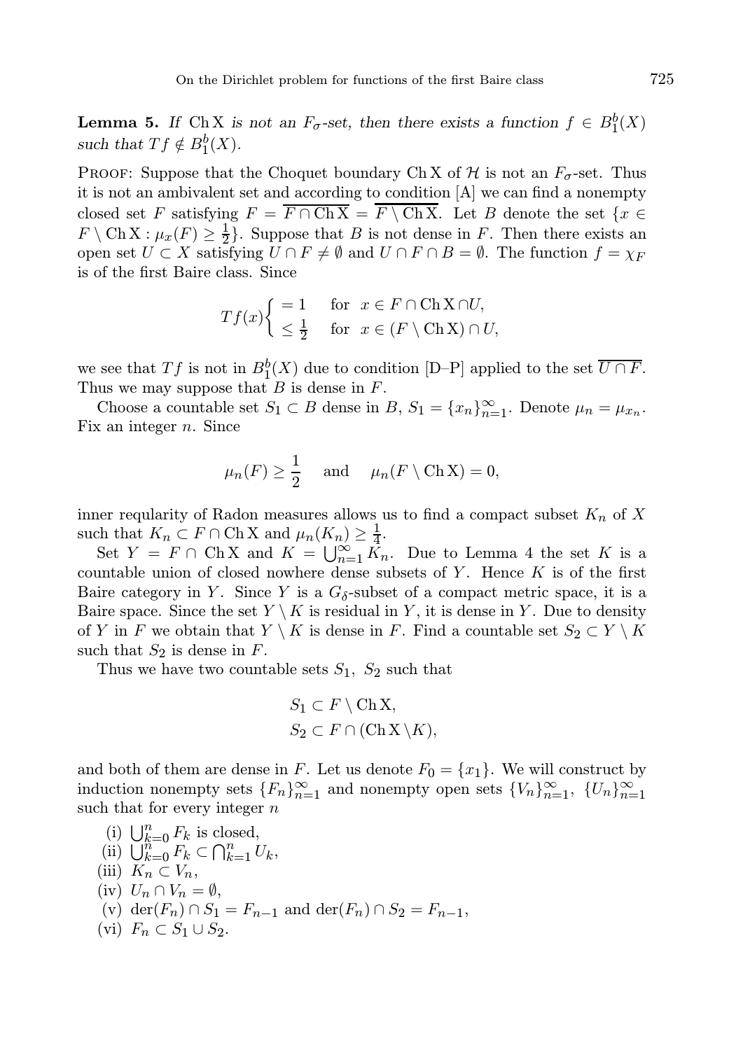**Lemma 5.** *If* $\operatorname{Ch} X$ *is not an* $F_\sigma$*-set, then there exists a function* $f \in B_1^b(X)$ *such that* $Tf \notin B_1^b(X)$.

Proof: Suppose that the Choquet boundary $\operatorname{Ch} X$ of $\mathcal{H}$ is not an $F_\sigma$-set. Thus it is not an ambivalent set and according to condition [A] we can find a nonempty closed set $F$ satisfying $F = \overline{F \cap \operatorname{Ch} X} = \overline{F \setminus \operatorname{Ch} X}$. Let $B$ denote the set $\{x \in F \setminus \operatorname{Ch} X : \mu_x(F) \geq \frac{1}{2}\}$. Suppose that $B$ is not dense in $F$. Then there exists an open set $U \subset X$ satisfying $U \cap F \neq \emptyset$ and $U \cap F \cap B = \emptyset$. The function $f = \chi_F$ is of the first Baire class. Since

$$Tf(x) \begin{cases} = 1 & \text{for } x \in F \cap \operatorname{Ch} X \cap U, \\ \leq \frac{1}{2} & \text{for } x \in (F \setminus \operatorname{Ch} X) \cap U, \end{cases}$$

we see that $Tf$ is not in $B_1^b(X)$ due to condition [D–P] applied to the set $\overline{U \cap F}$. Thus we may suppose that $B$ is dense in $F$.

Choose a countable set $S_1 \subset B$ dense in $B$, $S_1 = \{x_n\}_{n=1}^\infty$. Denote $\mu_n = \mu_{x_n}$. Fix an integer $n$. Since

$$\mu_n(F) \geq \frac{1}{2} \quad \text{and} \quad \mu_n(F \setminus \operatorname{Ch} X) = 0,$$

inner reqularity of Radon measures allows us to find a compact subset $K_n$ of $X$ such that $K_n \subset F \cap \operatorname{Ch} X$ and $\mu_n(K_n) \geq \frac{1}{4}$.

Set $Y = F \cap \operatorname{Ch} X$ and $K = \bigcup_{n=1}^\infty K_n$. Due to Lemma 4 the set $K$ is a countable union of closed nowhere dense subsets of $Y$. Hence $K$ is of the first Baire category in $Y$. Since $Y$ is a $G_\delta$-subset of a compact metric space, it is a Baire space. Since the set $Y \setminus K$ is residual in $Y$, it is dense in $Y$. Due to density of $Y$ in $F$ we obtain that $Y \setminus K$ is dense in $F$. Find a countable set $S_2 \subset Y \setminus K$ such that $S_2$ is dense in $F$.

Thus we have two countable sets $S_1$, $S_2$ such that

$$S_1 \subset F \setminus \operatorname{Ch} X,$$
$$S_2 \subset F \cap (\operatorname{Ch} X \setminus K),$$

and both of them are dense in $F$. Let us denote $F_0 = \{x_1\}$. We will construct by induction nonempty sets $\{F_n\}_{n=1}^\infty$ and nonempty open sets $\{V_n\}_{n=1}^\infty$, $\{U_n\}_{n=1}^\infty$ such that for every integer $n$

- (i) $\bigcup_{k=0}^n F_k$ is closed,
- (ii) $\bigcup_{k=0}^n F_k \subset \bigcap_{k=1}^n U_k$,
- (iii) $K_n \subset V_n$,
- (iv) $U_n \cap V_n = \emptyset$,
- (v) $\operatorname{der}(F_n) \cap S_1 = F_{n-1}$ and $\operatorname{der}(F_n) \cap S_2 = F_{n-1}$,
- (vi) $F_n \subset S_1 \cup S_2$.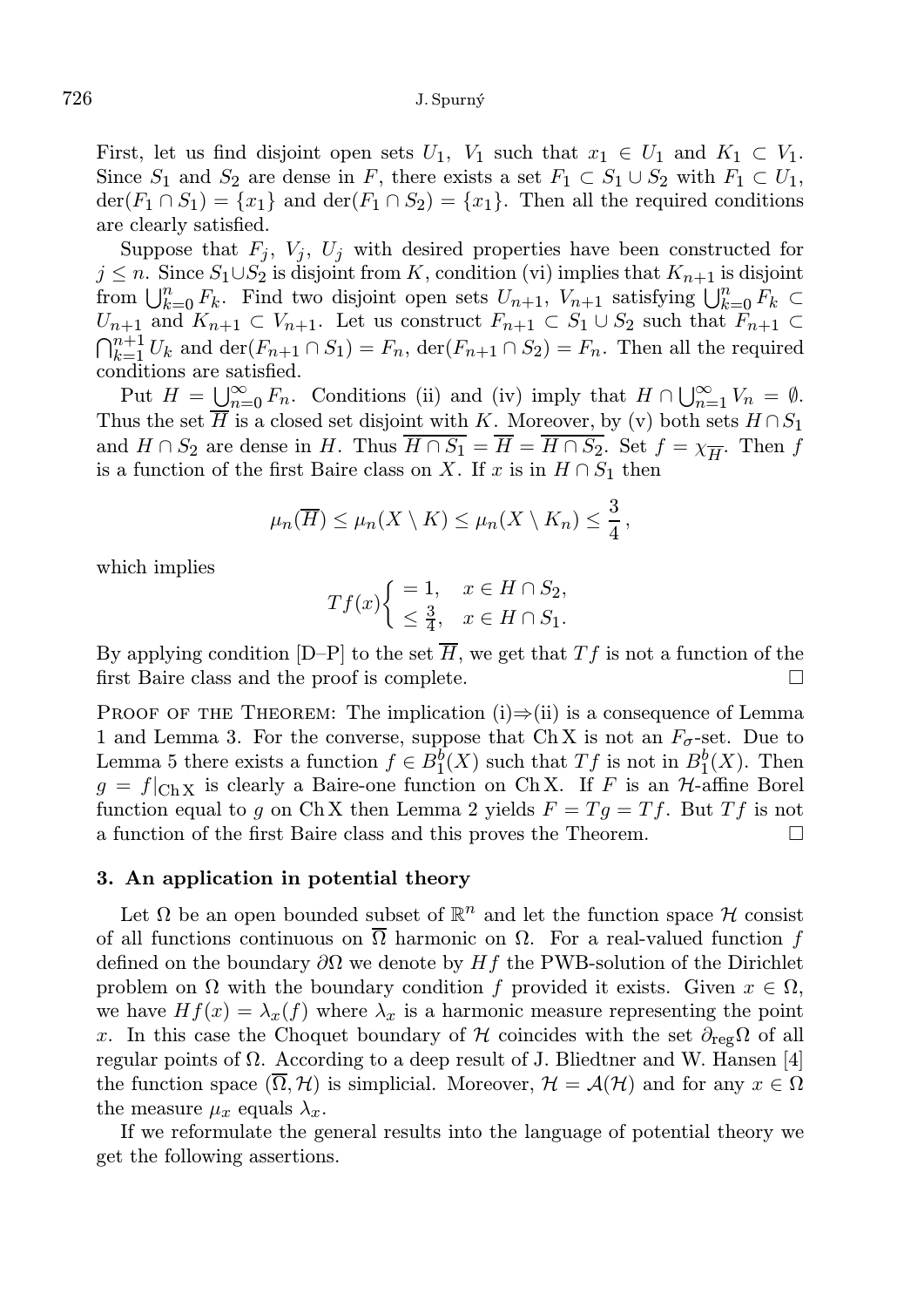First, let us find disjoint open sets $U_1$, $V_1$ such that $x_1 \in U_1$ and $K_1 \subset V_1$. Since $S_1$ and $S_2$ are dense in $F$, there exists a set $F_1 \subset S_1 \cup S_2$ with $F_1 \subset U_1$, $\operatorname{der}(F_1 \cap S_1) = \{x_1\}$ and $\operatorname{der}(F_1 \cap S_2) = \{x_1\}$. Then all the required conditions are clearly satisfied.

Suppose that $F_j$, $V_j$, $U_j$ with desired properties have been constructed for $j \leq n$. Since $S_1 \cup S_2$ is disjoint from $K$, condition (vi) implies that $K_{n+1}$ is disjoint from $\bigcup_{k=0}^{n} F_k$. Find two disjoint open sets $U_{n+1}$, $V_{n+1}$ satisfying $\bigcup_{k=0}^{n} F_k \subset U_{n+1}$ and $K_{n+1} \subset V_{n+1}$. Let us construct $F_{n+1} \subset S_1 \cup S_2$ such that $F_{n+1} \subset \bigcap_{k=1}^{n+1} U_k$ and $\operatorname{der}(F_{n+1} \cap S_1) = F_n$, $\operatorname{der}(F_{n+1} \cap S_2) = F_n$. Then all the required conditions are satisfied.

Put $H = \bigcup_{n=0}^{\infty} F_n$. Conditions (ii) and (iv) imply that $H \cap \bigcup_{n=1}^{\infty} V_n = \emptyset$. Thus the set $\overline{H}$ is a closed set disjoint with $K$. Moreover, by (v) both sets $H \cap S_1$ and $H \cap S_2$ are dense in $H$. Thus $\overline{H \cap S_1} = \overline{H} = \overline{H \cap S_2}$. Set $f = \chi_{\overline{H}}$. Then $f$ is a function of the first Baire class on $X$. If $x$ is in $H \cap S_1$ then

$$\mu_n(\overline{H}) \leq \mu_n(X \setminus K) \leq \mu_n(X \setminus K_n) \leq \frac{3}{4},$$

which implies

$$Tf(x)\begin{cases} = 1, & x \in H \cap S_2, \\ \leq \frac{3}{4}, & x \in H \cap S_1. \end{cases}$$

By applying condition [D–P] to the set $\overline{H}$, we get that $Tf$ is not a function of the first Baire class and the proof is complete. □

Proof of the Theorem: The implication (i)⇒(ii) is a consequence of Lemma 1 and Lemma 3. For the converse, suppose that $\operatorname{Ch} X$ is not an $F_\sigma$-set. Due to Lemma 5 there exists a function $f \in B_1^b(X)$ such that $Tf$ is not in $B_1^b(X)$. Then $g = f|_{\operatorname{Ch} X}$ is clearly a Baire-one function on $\operatorname{Ch} X$. If $F$ is an $\mathcal{H}$-affine Borel function equal to $g$ on $\operatorname{Ch} X$ then Lemma 2 yields $F = Tg = Tf$. But $Tf$ is not a function of the first Baire class and this proves the Theorem. □

### 3. An application in potential theory

Let $\Omega$ be an open bounded subset of $\mathbb{R}^n$ and let the function space $\mathcal{H}$ consist of all functions continuous on $\overline{\Omega}$ harmonic on $\Omega$. For a real-valued function $f$ defined on the boundary $\partial\Omega$ we denote by $Hf$ the PWB-solution of the Dirichlet problem on $\Omega$ with the boundary condition $f$ provided it exists. Given $x \in \Omega$, we have $Hf(x) = \lambda_x(f)$ where $\lambda_x$ is a harmonic measure representing the point $x$. In this case the Choquet boundary of $\mathcal{H}$ coincides with the set $\partial_{\text{reg}}\Omega$ of all regular points of $\Omega$. According to a deep result of J. Bliedtner and W. Hansen [4] the function space $(\overline{\Omega}, \mathcal{H})$ is simplicial. Moreover, $\mathcal{H} = \mathcal{A}(\mathcal{H})$ and for any $x \in \Omega$ the measure $\mu_x$ equals $\lambda_x$.

If we reformulate the general results into the language of potential theory we get the following assertions.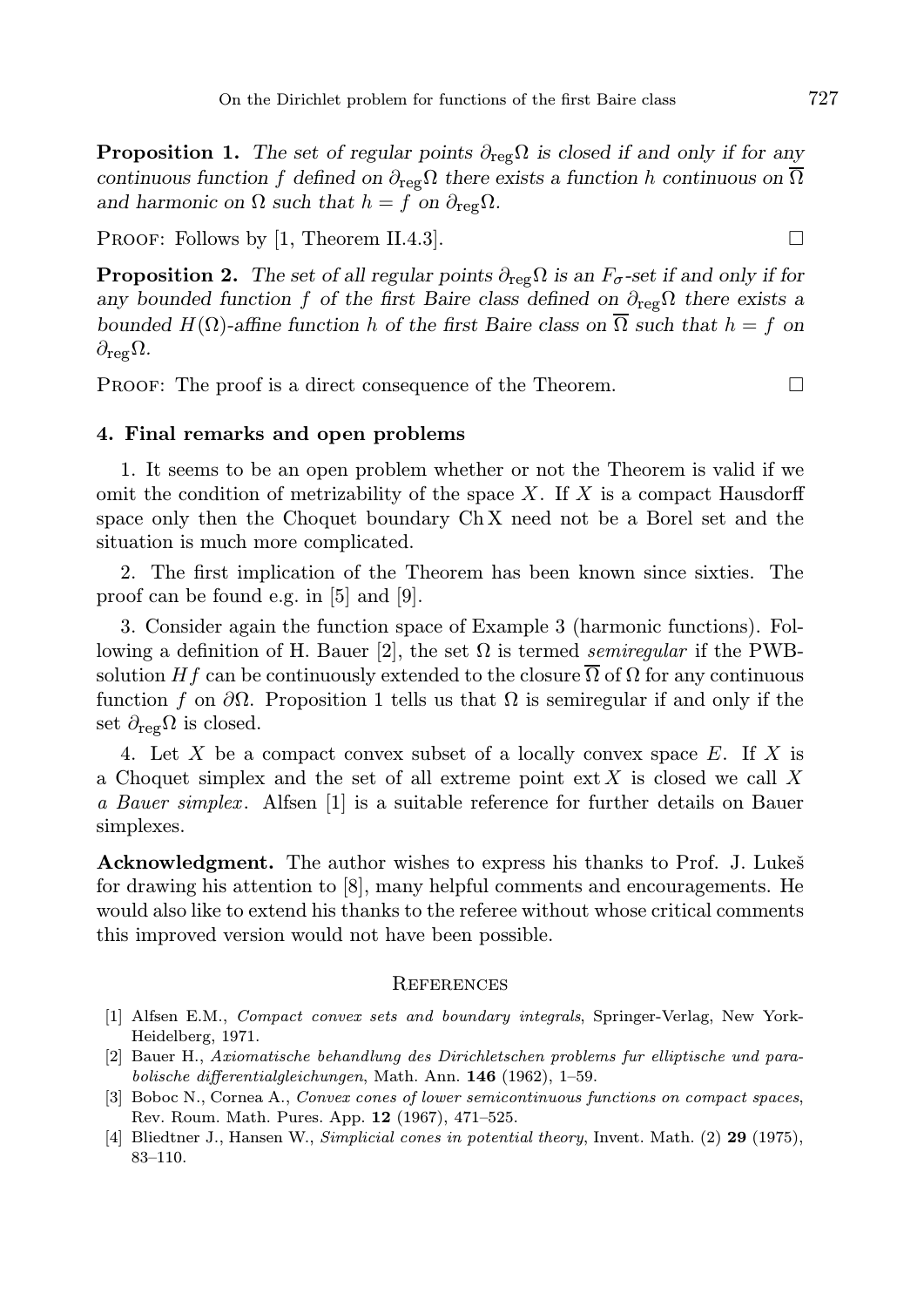**Proposition 1.** *The set of regular points $\partial_{\text{reg}}\Omega$ is closed if and only if for any continuous function $f$ defined on $\partial_{\text{reg}}\Omega$ there exists a function $h$ continuous on $\overline{\Omega}$ and harmonic on $\Omega$ such that $h = f$ on $\partial_{\text{reg}}\Omega$.*

PROOF: Follows by [1, Theorem II.4.3]. □

**Proposition 2.** *The set of all regular points $\partial_{\text{reg}}\Omega$ is an $F_\sigma$-set if and only if for any bounded function $f$ of the first Baire class defined on $\partial_{\text{reg}}\Omega$ there exists a bounded $H(\Omega)$-affine function $h$ of the first Baire class on $\overline{\Omega}$ such that $h = f$ on $\partial_{\text{reg}}\Omega$.*

PROOF: The proof is a direct consequence of the Theorem. □

## 4. Final remarks and open problems

1. It seems to be an open problem whether or not the Theorem is valid if we omit the condition of metrizability of the space $X$. If $X$ is a compact Hausdorff space only then the Choquet boundary $\operatorname{Ch} X$ need not be a Borel set and the situation is much more complicated.

2. The first implication of the Theorem has been known since sixties. The proof can be found e.g. in [5] and [9].

3. Consider again the function space of Example 3 (harmonic functions). Following a definition of H. Bauer [2], the set $\Omega$ is termed *semiregular* if the PWB-solution $Hf$ can be continuously extended to the closure $\overline{\Omega}$ of $\Omega$ for any continuous function $f$ on $\partial\Omega$. Proposition 1 tells us that $\Omega$ is semiregular if and only if the set $\partial_{\text{reg}}\Omega$ is closed.

4. Let $X$ be a compact convex subset of a locally convex space $E$. If $X$ is a Choquet simplex and the set of all extreme point $\operatorname{ext} X$ is closed we call $X$ *a Bauer simplex*. Alfsen [1] is a suitable reference for further details on Bauer simplexes.

**Acknowledgment.** The author wishes to express his thanks to Prof. J. Lukeš for drawing his attention to [8], many helpful comments and encouragements. He would also like to extend his thanks to the referee without whose critical comments this improved version would not have been possible.

## References

[1] Alfsen E.M., *Compact convex sets and boundary integrals*, Springer-Verlag, New York-Heidelberg, 1971.

[2] Bauer H., *Axiomatische behandlung des Dirichletschen problems fur elliptische und parabolische differentialgleichungen*, Math. Ann. **146** (1962), 1–59.

[3] Boboc N., Cornea A., *Convex cones of lower semicontinuous functions on compact spaces*, Rev. Roum. Math. Pures. App. **12** (1967), 471–525.

[4] Bliedtner J., Hansen W., *Simplicial cones in potential theory*, Invent. Math. (2) **29** (1975), 83–110.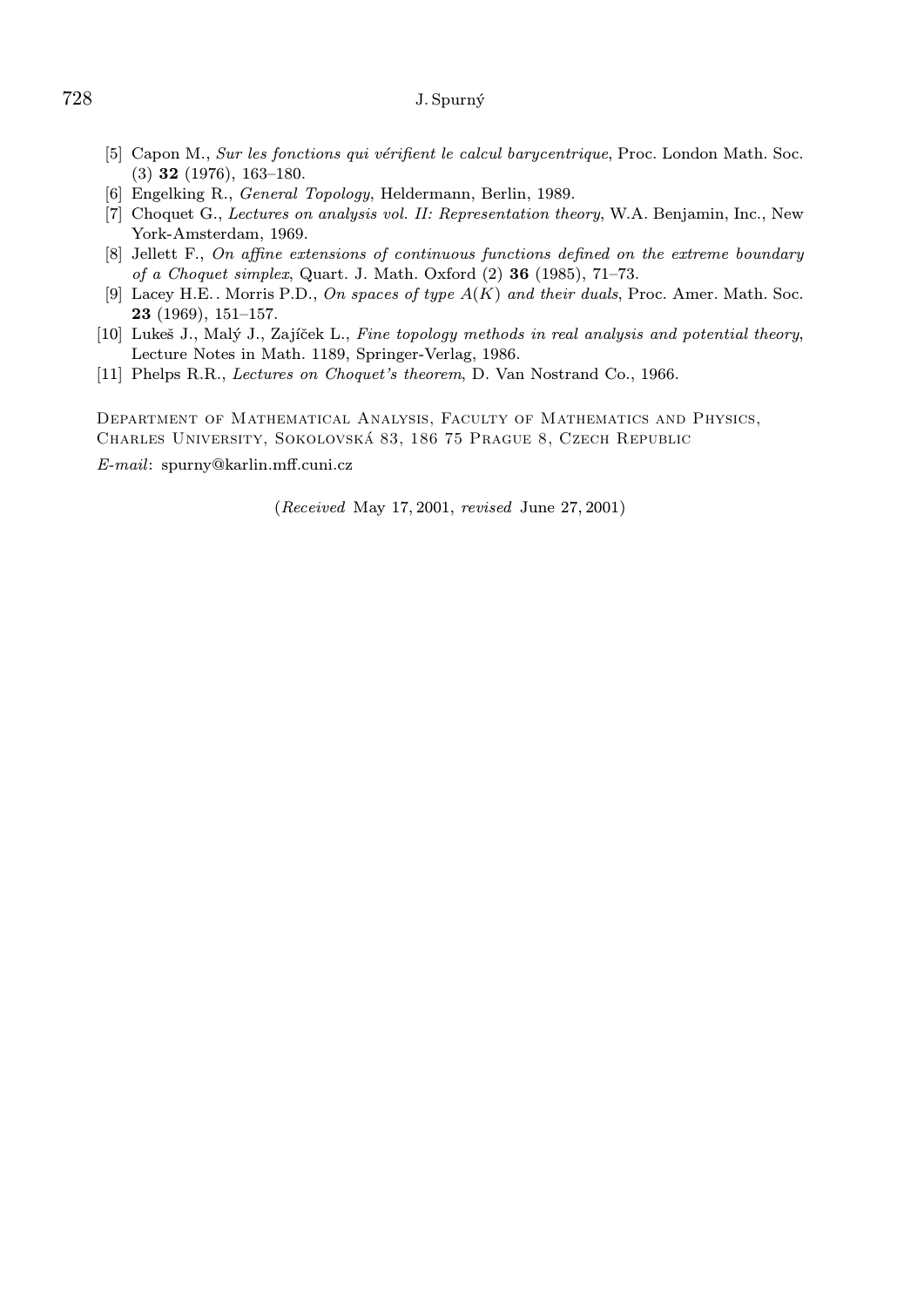[5] Capon M., *Sur les fonctions qui vérifient le calcul barycentrique*, Proc. London Math. Soc. (3) **32** (1976), 163–180.

[6] Engelking R., *General Topology*, Heldermann, Berlin, 1989.

[7] Choquet G., *Lectures on analysis vol. II: Representation theory*, W.A. Benjamin, Inc., New York-Amsterdam, 1969.

[8] Jellett F., *On affine extensions of continuous functions defined on the extreme boundary of a Choquet simplex*, Quart. J. Math. Oxford (2) **36** (1985), 71–73.

[9] Lacey H.E.. Morris P.D., *On spaces of type $A(K)$ and their duals*, Proc. Amer. Math. Soc. **23** (1969), 151–157.

[10] Lukeš J., Malý J., Zajíček L., *Fine topology methods in real analysis and potential theory*, Lecture Notes in Math. 1189, Springer-Verlag, 1986.

[11] Phelps R.R., *Lectures on Choquet's theorem*, D. Van Nostrand Co., 1966.

Department of Mathematical Analysis, Faculty of Mathematics and Physics, Charles University, Sokolovská 83, 186 75 Prague 8, Czech Republic

*E-mail*: spurny@karlin.mff.cuni.cz

(*Received* May 17, 2001, *revised* June 27, 2001)